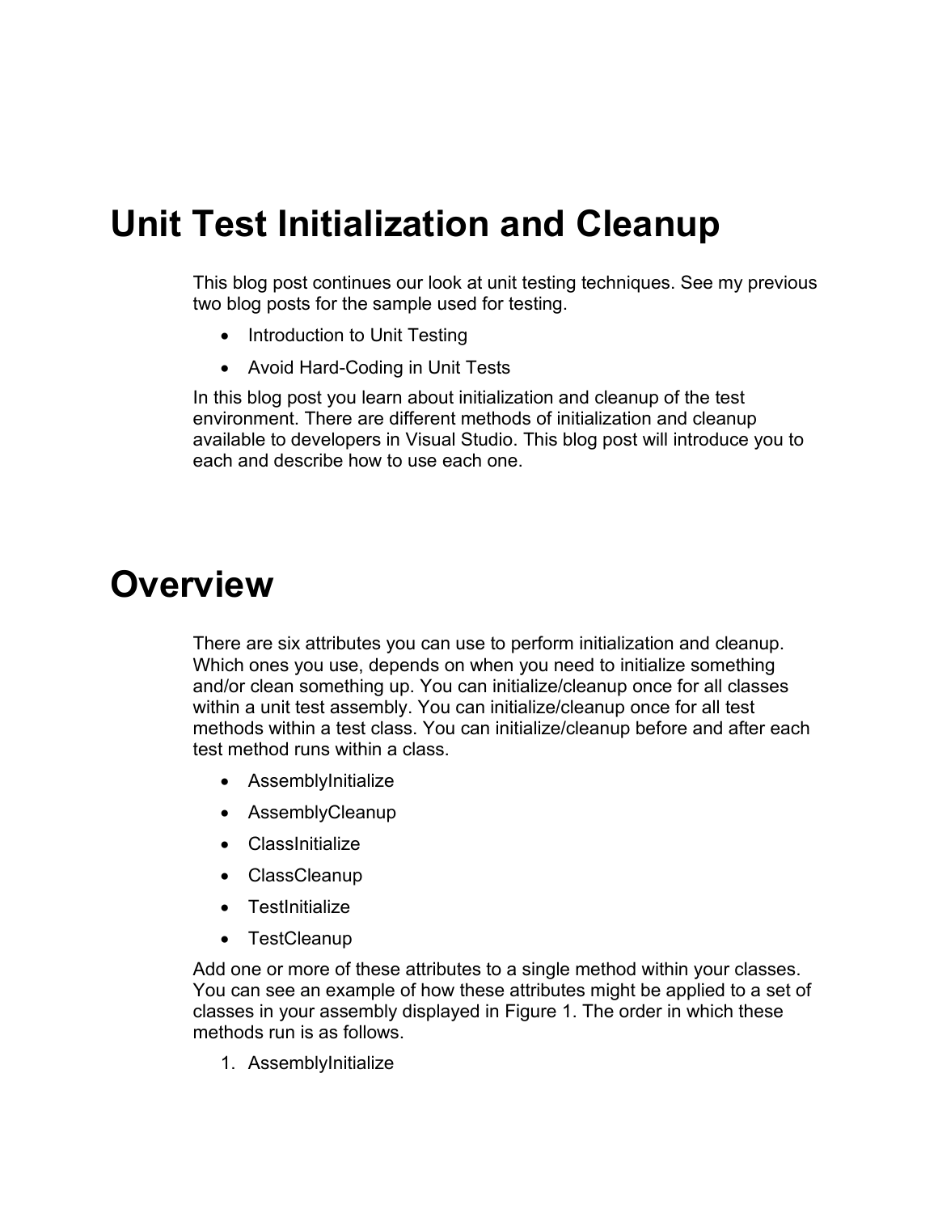# Unit Test Initialization and Cleanup

This blog post continues our look at unit testing techniques. See my previous two blog posts for the sample used for testing.

- Introduction to Unit Testing
- Avoid Hard-Coding in Unit Tests

In this blog post you learn about initialization and cleanup of the test environment. There are different methods of initialization and cleanup available to developers in Visual Studio. This blog post will introduce you to each and describe how to use each one.

# Overview

There are six attributes you can use to perform initialization and cleanup. Which ones you use, depends on when you need to initialize something and/or clean something up. You can initialize/cleanup once for all classes within a unit test assembly. You can initialize/cleanup once for all test methods within a test class. You can initialize/cleanup before and after each test method runs within a class.

- AssemblyInitialize
- AssemblyCleanup
- ClassInitialize
- ClassCleanup
- TestInitialize
- TestCleanup

Add one or more of these attributes to a single method within your classes. You can see an example of how these attributes might be applied to a set of classes in your assembly displayed in Figure 1. The order in which these methods run is as follows.

1. AssemblyInitialize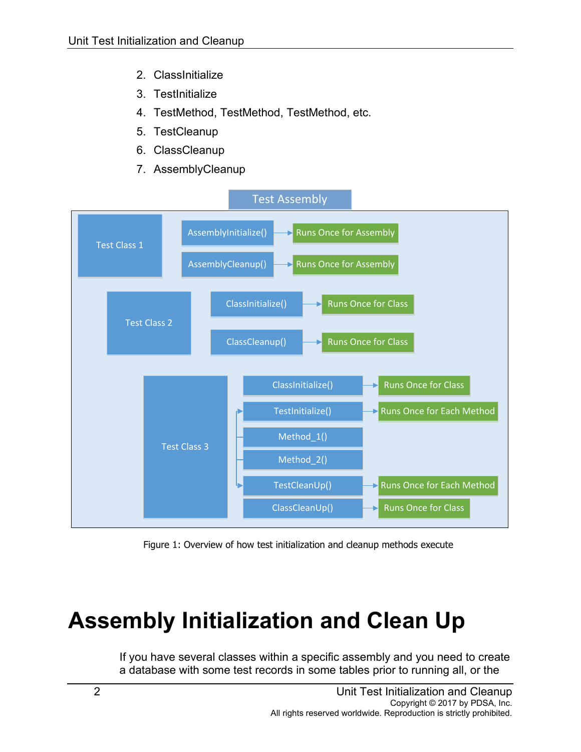2. ClassInitialize
3. TestInitialize
4. TestMethod, TestMethod, TestMethod, etc.
5. TestCleanup
6. ClassCleanup
7. AssemblyCleanup

Test Assembly

Test Class 1

AssemblyInitialize() → Runs Once for Assembly

AssemblyCleanup() → Runs Once for Assembly

Test Class 2

ClassInitialize() → Runs Once for Class

ClassCleanup() → Runs Once for Class

Test Class 3

ClassInitialize() → Runs Once for Class

TestInitialize() → Runs Once for Each Method

Method_1()

Method_2()

TestCleanUp() → Runs Once for Each Method

ClassCleanUp() → Runs Once for Class

Figure 1: Overview of how test initialization and cleanup methods execute

# Assembly Initialization and Clean Up

If you have several classes within a specific assembly and you need to create a database with some test records in some tables prior to running all, or the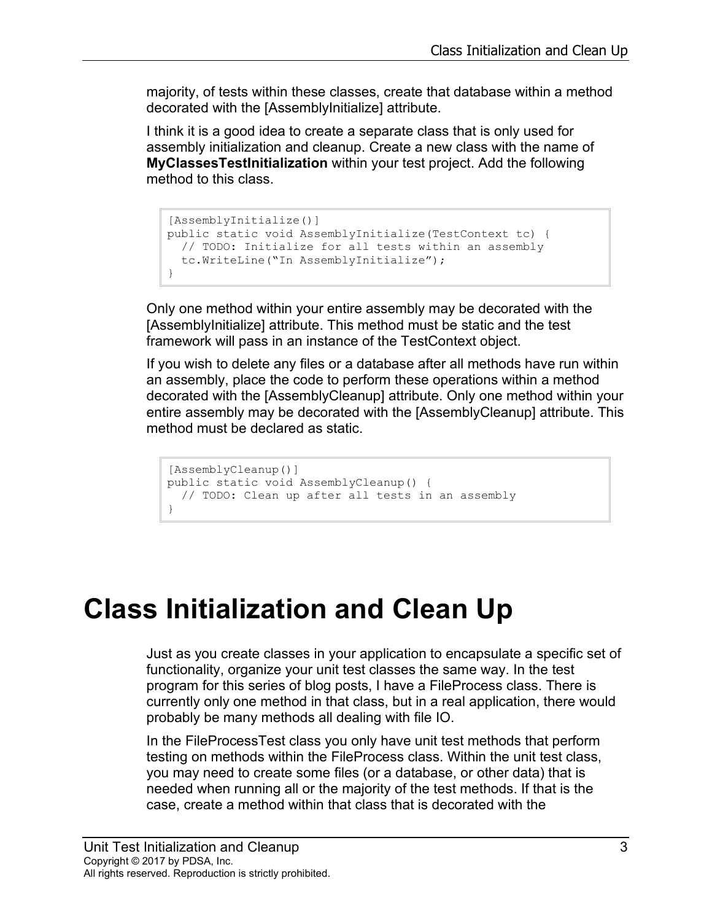majority, of tests within these classes, create that database within a method decorated with the [AssemblyInitialize] attribute.

I think it is a good idea to create a separate class that is only used for assembly initialization and cleanup. Create a new class with the name of **MyClassesTestInitialization** within your test project. Add the following method to this class.

```
[AssemblyInitialize()]
public static void AssemblyInitialize(TestContext tc) {
  // TODO: Initialize for all tests within an assembly
  tc.WriteLine("In AssemblyInitialize");
}
```

Only one method within your entire assembly may be decorated with the [AssemblyInitialize] attribute. This method must be static and the test framework will pass in an instance of the TestContext object.

If you wish to delete any files or a database after all methods have run within an assembly, place the code to perform these operations within a method decorated with the [AssemblyCleanup] attribute. Only one method within your entire assembly may be decorated with the [AssemblyCleanup] attribute. This method must be declared as static.

```
[AssemblyCleanup()]
public static void AssemblyCleanup() {
  // TODO: Clean up after all tests in an assembly
}
```

# Class Initialization and Clean Up

Just as you create classes in your application to encapsulate a specific set of functionality, organize your unit test classes the same way. In the test program for this series of blog posts, I have a FileProcess class. There is currently only one method in that class, but in a real application, there would probably be many methods all dealing with file IO.

In the FileProcessTest class you only have unit test methods that perform testing on methods within the FileProcess class. Within the unit test class, you may need to create some files (or a database, or other data) that is needed when running all or the majority of the test methods. If that is the case, create a method within that class that is decorated with the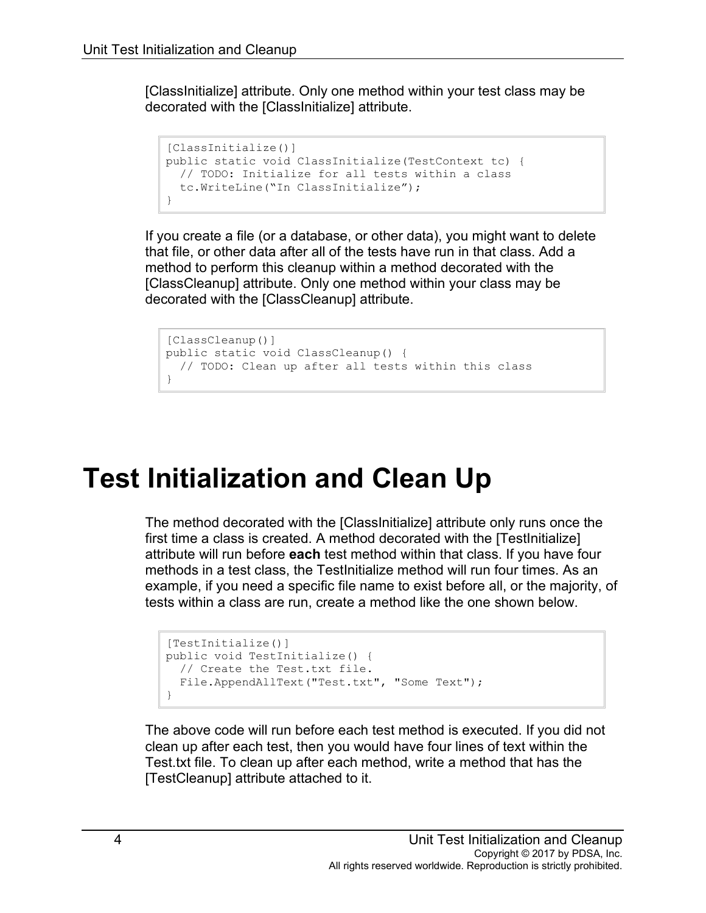[ClassInitialize] attribute. Only one method within your test class may be decorated with the [ClassInitialize] attribute.

```
[ClassInitialize()]
public static void ClassInitialize(TestContext tc) {
  // TODO: Initialize for all tests within a class
  tc.WriteLine("In ClassInitialize");
}
```

If you create a file (or a database, or other data), you might want to delete that file, or other data after all of the tests have run in that class. Add a method to perform this cleanup within a method decorated with the [ClassCleanup] attribute. Only one method within your class may be decorated with the [ClassCleanup] attribute.

```
[ClassCleanup()]
public static void ClassCleanup() {
  // TODO: Clean up after all tests within this class
}
```

# Test Initialization and Clean Up

The method decorated with the [ClassInitialize] attribute only runs once the first time a class is created. A method decorated with the [TestInitialize] attribute will run before **each** test method within that class. If you have four methods in a test class, the TestInitialize method will run four times. As an example, if you need a specific file name to exist before all, or the majority, of tests within a class are run, create a method like the one shown below.

```
[TestInitialize()]
public void TestInitialize() {
  // Create the Test.txt file.
  File.AppendAllText("Test.txt", "Some Text");
}
```

The above code will run before each test method is executed. If you did not clean up after each test, then you would have four lines of text within the Test.txt file. To clean up after each method, write a method that has the [TestCleanup] attribute attached to it.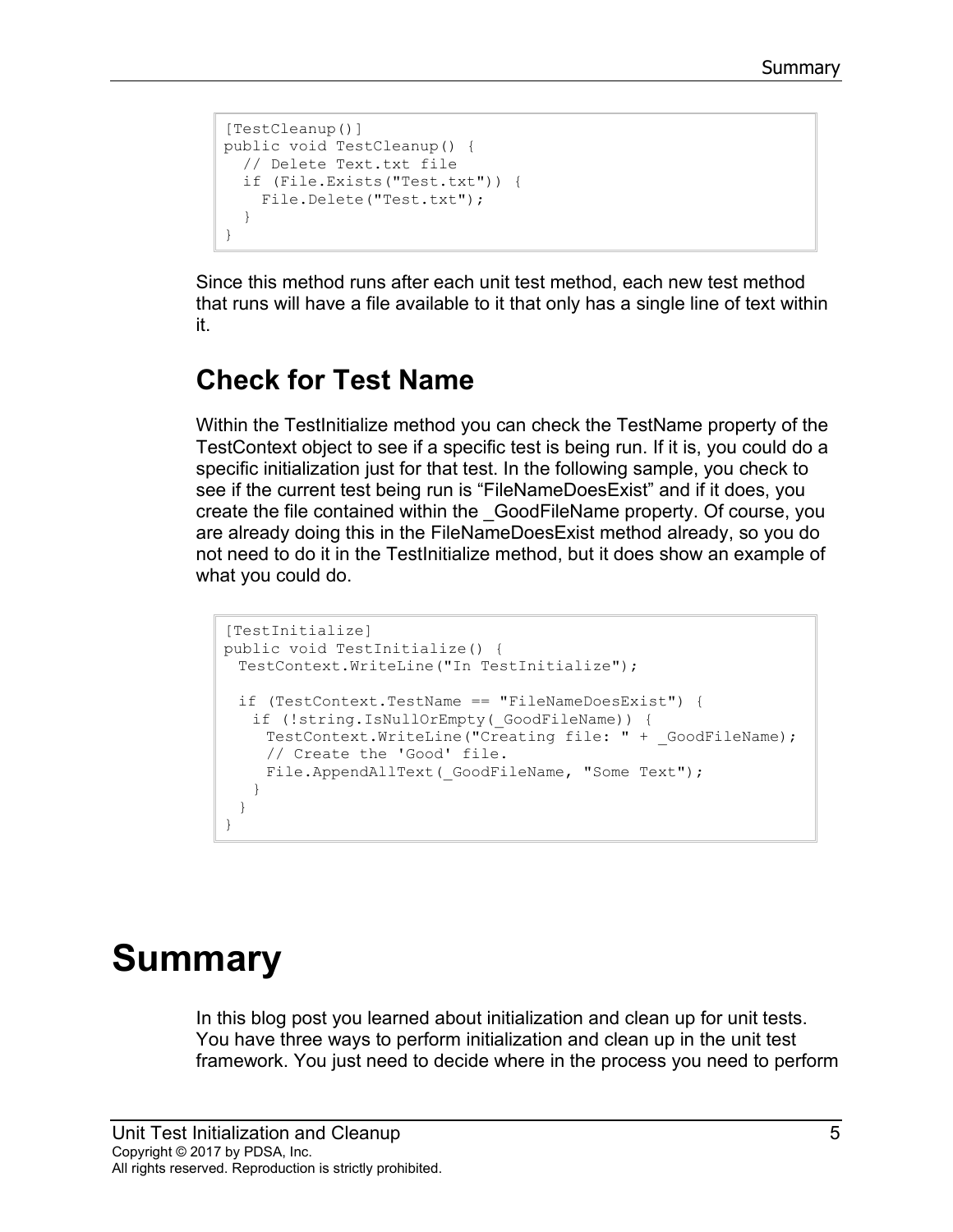```
[TestCleanup()]
public void TestCleanup() {
  // Delete Text.txt file
  if (File.Exists("Test.txt")) {
    File.Delete("Test.txt");
  }
}
```

Since this method runs after each unit test method, each new test method that runs will have a file available to it that only has a single line of text within it.

## Check for Test Name

Within the TestInitialize method you can check the TestName property of the TestContext object to see if a specific test is being run. If it is, you could do a specific initialization just for that test. In the following sample, you check to see if the current test being run is “FileNameDoesExist” and if it does, you create the file contained within the _GoodFileName property. Of course, you are already doing this in the FileNameDoesExist method already, so you do not need to do it in the TestInitialize method, but it does show an example of what you could do.

```
[TestInitialize]
public void TestInitialize() {
  TestContext.WriteLine("In TestInitialize");

  if (TestContext.TestName == "FileNameDoesExist") {
    if (!string.IsNullOrEmpty(_GoodFileName)) {
      TestContext.WriteLine("Creating file: " + _GoodFileName);
      // Create the 'Good' file.
      File.AppendAllText(_GoodFileName, "Some Text");
    }
  }
}
```

# Summary

In this blog post you learned about initialization and clean up for unit tests. You have three ways to perform initialization and clean up in the unit test framework. You just need to decide where in the process you need to perform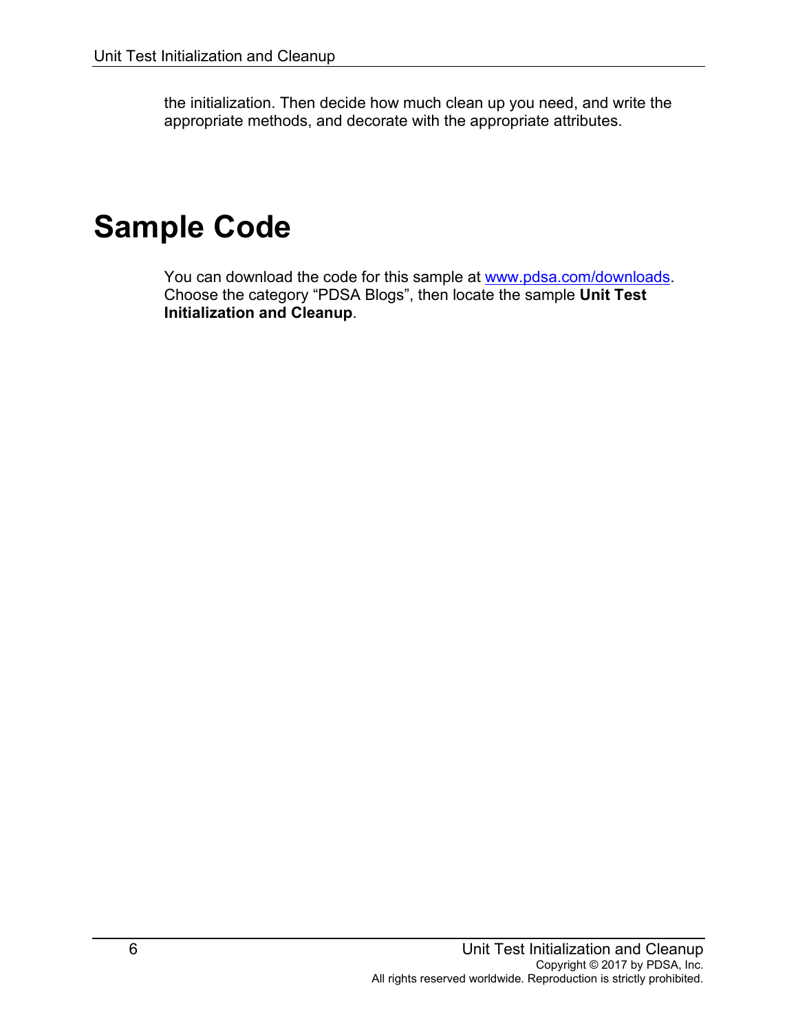the initialization. Then decide how much clean up you need, and write the appropriate methods, and decorate with the appropriate attributes.

# Sample Code

You can download the code for this sample at [www.pdsa.com/downloads](http://www.pdsa.com/downloads). Choose the category “PDSA Blogs”, then locate the sample **Unit Test Initialization and Cleanup**.